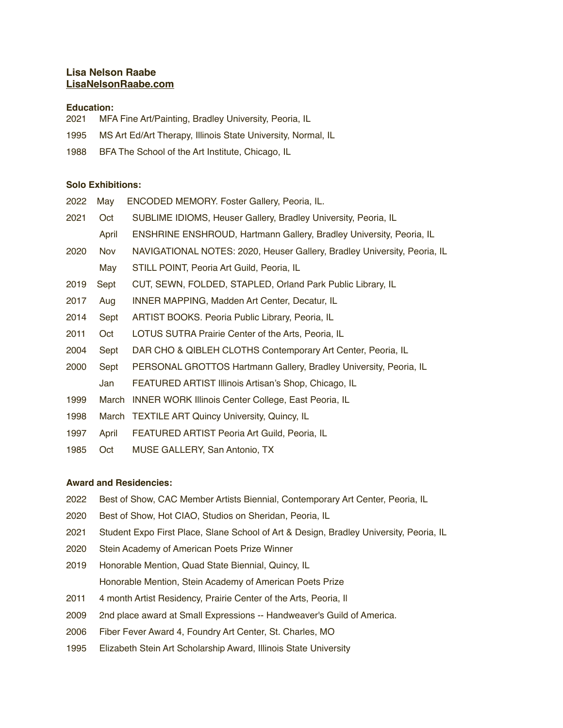**Lisa Nelson Raabe**
**LisaNelsonRaabe.com**

**Education:**

2021 MFA Fine Art/Painting, Bradley University, Peoria, IL

1995 MS Art Ed/Art Therapy, Illinois State University, Normal, IL

1988 BFA The School of the Art Institute, Chicago, IL

**Solo Exhibitions:**

2022 May ENCODED MEMORY. Foster Gallery, Peoria, IL.

2021 Oct SUBLIME IDIOMS, Heuser Gallery, Bradley University, Peoria, IL

April ENSHRINE ENSHROUD, Hartmann Gallery, Bradley University, Peoria, IL

2020 Nov NAVIGATIONAL NOTES: 2020, Heuser Gallery, Bradley University, Peoria, IL

May STILL POINT, Peoria Art Guild, Peoria, IL

2019 Sept CUT, SEWN, FOLDED, STAPLED, Orland Park Public Library, IL

2017 Aug INNER MAPPING, Madden Art Center, Decatur, IL

2014 Sept ARTIST BOOKS. Peoria Public Library, Peoria, IL

2011 Oct LOTUS SUTRA Prairie Center of the Arts, Peoria, IL

2004 Sept DAR CHO & QIBLEH CLOTHS Contemporary Art Center, Peoria, IL

2000 Sept PERSONAL GROTTOS Hartmann Gallery, Bradley University, Peoria, IL

Jan FEATURED ARTIST Illinois Artisan's Shop, Chicago, IL

1999 March INNER WORK Illinois Center College, East Peoria, IL

1998 March TEXTILE ART Quincy University, Quincy, IL

1997 April FEATURED ARTIST Peoria Art Guild, Peoria, IL

1985 Oct MUSE GALLERY, San Antonio, TX

**Award and Residencies:**

2022 Best of Show, CAC Member Artists Biennial, Contemporary Art Center, Peoria, IL

2020 Best of Show, Hot CIAO, Studios on Sheridan, Peoria, IL

2021 Student Expo First Place, Slane School of Art & Design, Bradley University, Peoria, IL

2020 Stein Academy of American Poets Prize Winner

2019 Honorable Mention, Quad State Biennial, Quincy, IL

Honorable Mention, Stein Academy of American Poets Prize

2011 4 month Artist Residency, Prairie Center of the Arts, Peoria, Il

2009 2nd place award at Small Expressions -- Handweaver's Guild of America.

2006 Fiber Fever Award 4, Foundry Art Center, St. Charles, MO

1995 Elizabeth Stein Art Scholarship Award, Illinois State University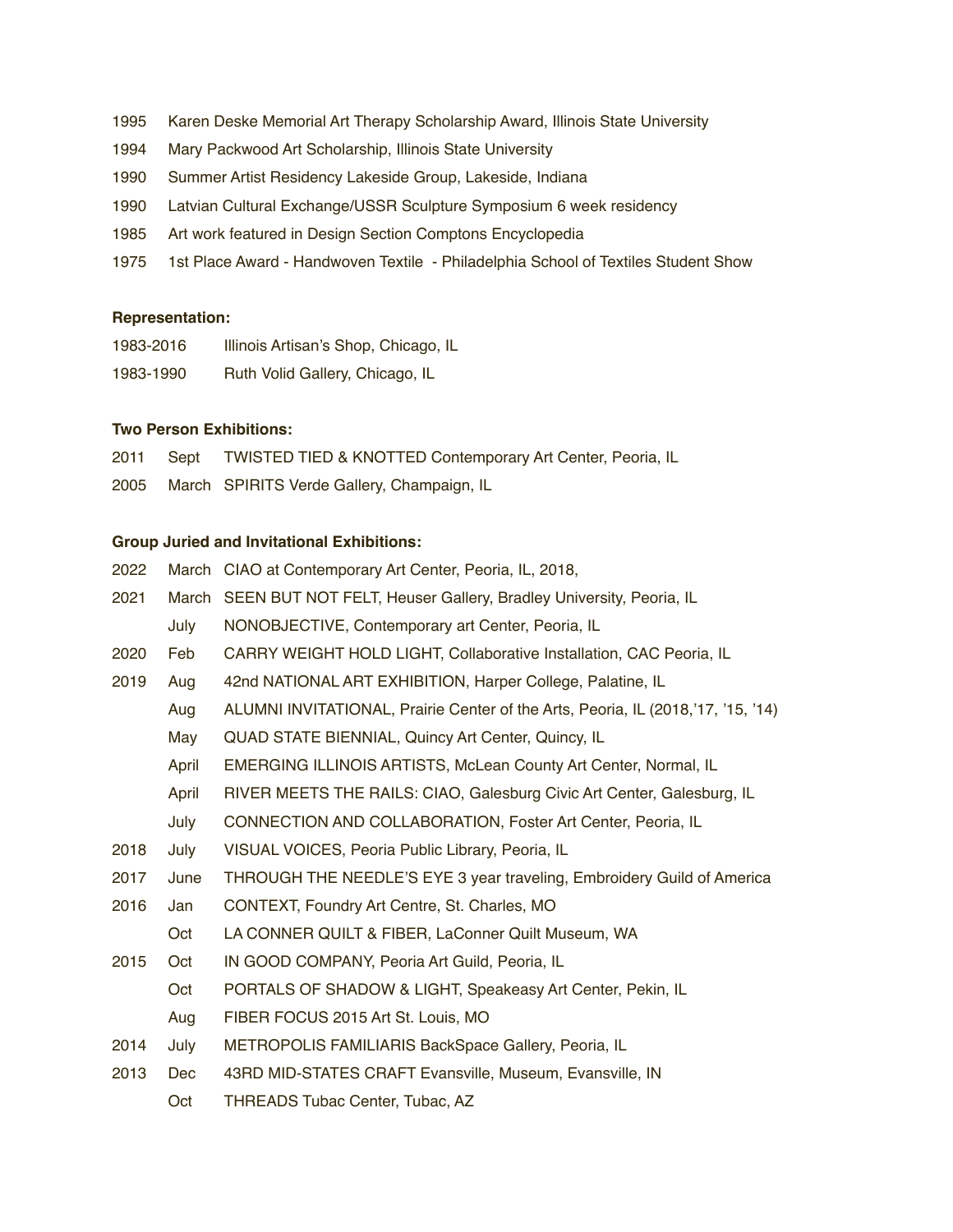1995 Karen Deske Memorial Art Therapy Scholarship Award, Illinois State University

1994 Mary Packwood Art Scholarship, Illinois State University

1990 Summer Artist Residency Lakeside Group, Lakeside, Indiana

1990 Latvian Cultural Exchange/USSR Sculpture Symposium 6 week residency

1985 Art work featured in Design Section Comptons Encyclopedia

1975 1st Place Award - Handwoven Textile - Philadelphia School of Textiles Student Show

**Representation:**

1983-2016 Illinois Artisan's Shop, Chicago, IL

1983-1990 Ruth Volid Gallery, Chicago, IL

**Two Person Exhibitions:**

2011 Sept TWISTED TIED & KNOTTED Contemporary Art Center, Peoria, IL

2005 March SPIRITS Verde Gallery, Champaign, IL

**Group Juried and Invitational Exhibitions:**

2022 March CIAO at Contemporary Art Center, Peoria, IL, 2018,

2021 March SEEN BUT NOT FELT, Heuser Gallery, Bradley University, Peoria, IL

July NONOBJECTIVE, Contemporary art Center, Peoria, IL

2020 Feb CARRY WEIGHT HOLD LIGHT, Collaborative Installation, CAC Peoria, IL

2019 Aug 42nd NATIONAL ART EXHIBITION, Harper College, Palatine, IL

Aug ALUMNI INVITATIONAL, Prairie Center of the Arts, Peoria, IL (2018,'17, '15, '14)

May QUAD STATE BIENNIAL, Quincy Art Center, Quincy, IL

April EMERGING ILLINOIS ARTISTS, McLean County Art Center, Normal, IL

April RIVER MEETS THE RAILS: CIAO, Galesburg Civic Art Center, Galesburg, IL

July CONNECTION AND COLLABORATION, Foster Art Center, Peoria, IL

2018 July VISUAL VOICES, Peoria Public Library, Peoria, IL

2017 June THROUGH THE NEEDLE'S EYE 3 year traveling, Embroidery Guild of America

2016 Jan CONTEXT, Foundry Art Centre, St. Charles, MO

Oct LA CONNER QUILT & FIBER, LaConner Quilt Museum, WA

2015 Oct IN GOOD COMPANY, Peoria Art Guild, Peoria, IL

Oct PORTALS OF SHADOW & LIGHT, Speakeasy Art Center, Pekin, IL

Aug FIBER FOCUS 2015 Art St. Louis, MO

2014 July METROPOLIS FAMILIARIS BackSpace Gallery, Peoria, IL

2013 Dec 43RD MID-STATES CRAFT Evansville, Museum, Evansville, IN

Oct THREADS Tubac Center, Tubac, AZ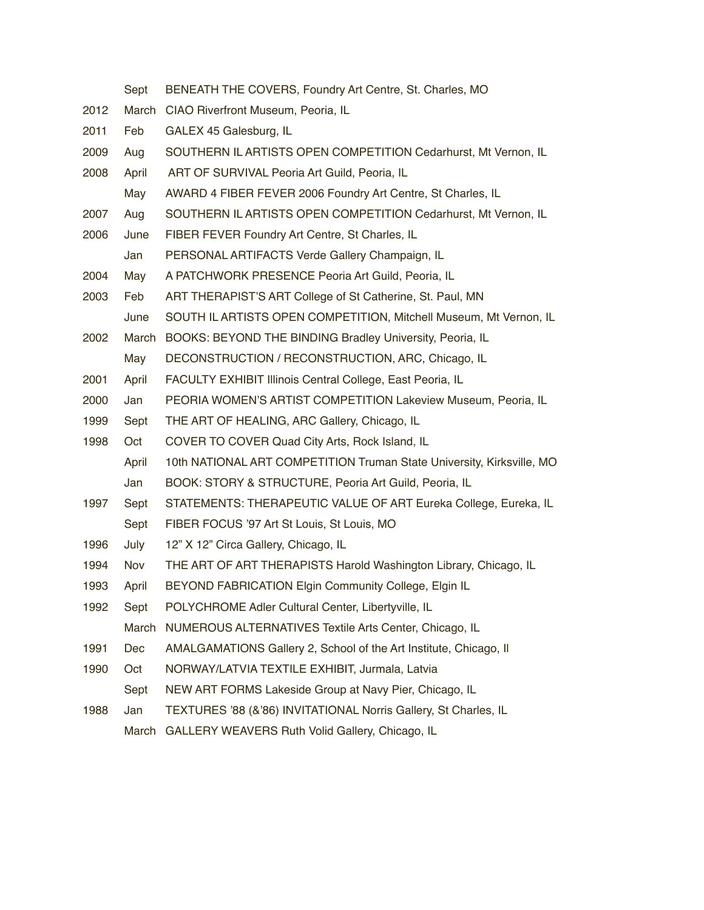| | | |
|---|---|---|
| | Sept | BENEATH THE COVERS, Foundry Art Centre, St. Charles, MO |
| 2012 | March | CIAO Riverfront Museum, Peoria, IL |
| 2011 | Feb | GALEX 45 Galesburg, IL |
| 2009 | Aug | SOUTHERN IL ARTISTS OPEN COMPETITION Cedarhurst, Mt Vernon, IL |
| 2008 | April | ART OF SURVIVAL Peoria Art Guild, Peoria, IL |
| | May | AWARD 4 FIBER FEVER 2006 Foundry Art Centre, St Charles, IL |
| 2007 | Aug | SOUTHERN IL ARTISTS OPEN COMPETITION Cedarhurst, Mt Vernon, IL |
| 2006 | June | FIBER FEVER Foundry Art Centre, St Charles, IL |
| | Jan | PERSONAL ARTIFACTS Verde Gallery Champaign, IL |
| 2004 | May | A PATCHWORK PRESENCE Peoria Art Guild, Peoria, IL |
| 2003 | Feb | ART THERAPIST'S ART College of St Catherine, St. Paul, MN |
| | June | SOUTH IL ARTISTS OPEN COMPETITION, Mitchell Museum, Mt Vernon, IL |
| 2002 | March | BOOKS: BEYOND THE BINDING Bradley University, Peoria, IL |
| | May | DECONSTRUCTION / RECONSTRUCTION, ARC, Chicago, IL |
| 2001 | April | FACULTY EXHIBIT Illinois Central College, East Peoria, IL |
| 2000 | Jan | PEORIA WOMEN'S ARTIST COMPETITION Lakeview Museum, Peoria, IL |
| 1999 | Sept | THE ART OF HEALING, ARC Gallery, Chicago, IL |
| 1998 | Oct | COVER TO COVER Quad City Arts, Rock Island, IL |
| | April | 10th NATIONAL ART COMPETITION Truman State University, Kirksville, MO |
| | Jan | BOOK: STORY & STRUCTURE, Peoria Art Guild, Peoria, IL |
| 1997 | Sept | STATEMENTS: THERAPEUTIC VALUE OF ART Eureka College, Eureka, IL |
| | Sept | FIBER FOCUS '97 Art St Louis, St Louis, MO |
| 1996 | July | 12" X 12" Circa Gallery, Chicago, IL |
| 1994 | Nov | THE ART OF ART THERAPISTS Harold Washington Library, Chicago, IL |
| 1993 | April | BEYOND FABRICATION Elgin Community College, Elgin IL |
| 1992 | Sept | POLYCHROME Adler Cultural Center, Libertyville, IL |
| | March | NUMEROUS ALTERNATIVES Textile Arts Center, Chicago, IL |
| 1991 | Dec | AMALGAMATIONS Gallery 2, School of the Art Institute, Chicago, Il |
| 1990 | Oct | NORWAY/LATVIA TEXTILE EXHIBIT, Jurmala, Latvia |
| | Sept | NEW ART FORMS Lakeside Group at Navy Pier, Chicago, IL |
| 1988 | Jan | TEXTURES '88 (&'86) INVITATIONAL Norris Gallery, St Charles, IL |
| | March | GALLERY WEAVERS Ruth Volid Gallery, Chicago, IL |